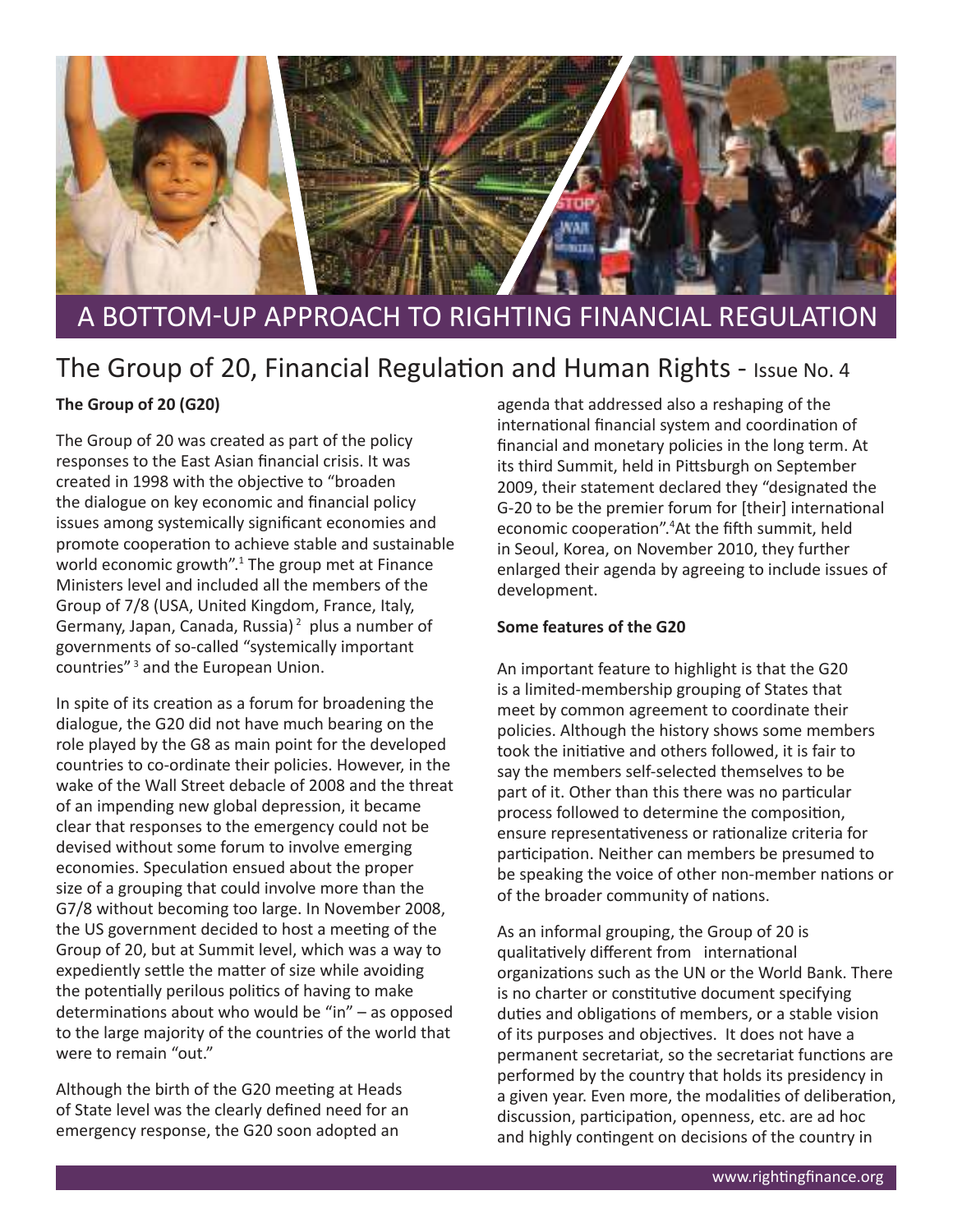# A BOTTOM-UP APPROACH TO RIGHTING FINANCIAL REGULATION

## The Group of 20, Financial Regulation and Human Rights - Issue No. 4

**The Group of 20 (G20)**

The Group of 20 was created as part of the policy responses to the East Asian financial crisis. It was created in 1998 with the objective to "broaden the dialogue on key economic and financial policy issues among systemically significant economies and promote cooperation to achieve stable and sustainable world economic growth".[1] The group met at Finance Ministers level and included all the members of the Group of 7/8 (USA, United Kingdom, France, Italy, Germany, Japan, Canada, Russia)[2] plus a number of governments of so-called "systemically important countries"[3] and the European Union.

In spite of its creation as a forum for broadening the dialogue, the G20 did not have much bearing on the role played by the G8 as main point for the developed countries to co-ordinate their policies. However, in the wake of the Wall Street debacle of 2008 and the threat of an impending new global depression, it became clear that responses to the emergency could not be devised without some forum to involve emerging economies. Speculation ensued about the proper size of a grouping that could involve more than the G7/8 without becoming too large. In November 2008, the US government decided to host a meeting of the Group of 20, but at Summit level, which was a way to expediently settle the matter of size while avoiding the potentially perilous politics of having to make determinations about who would be "in" – as opposed to the large majority of the countries of the world that were to remain "out."

Although the birth of the G20 meeting at Heads of State level was the clearly defined need for an emergency response, the G20 soon adopted an agenda that addressed also a reshaping of the international financial system and coordination of financial and monetary policies in the long term. At its third Summit, held in Pittsburgh on September 2009, their statement declared they "designated the G-20 to be the premier forum for [their] international economic cooperation".[4] At the fifth summit, held in Seoul, Korea, on November 2010, they further enlarged their agenda by agreeing to include issues of development.

**Some features of the G20**

An important feature to highlight is that the G20 is a limited-membership grouping of States that meet by common agreement to coordinate their policies. Although the history shows some members took the initiative and others followed, it is fair to say the members self-selected themselves to be part of it. Other than this there was no particular process followed to determine the composition, ensure representativeness or rationalize criteria for participation. Neither can members be presumed to be speaking the voice of other non-member nations or of the broader community of nations.

As an informal grouping, the Group of 20 is qualitatively different from international organizations such as the UN or the World Bank. There is no charter or constitutive document specifying duties and obligations of members, or a stable vision of its purposes and objectives. It does not have a permanent secretariat, so the secretariat functions are performed by the country that holds its presidency in a given year. Even more, the modalities of deliberation, discussion, participation, openness, etc. are ad hoc and highly contingent on decisions of the country in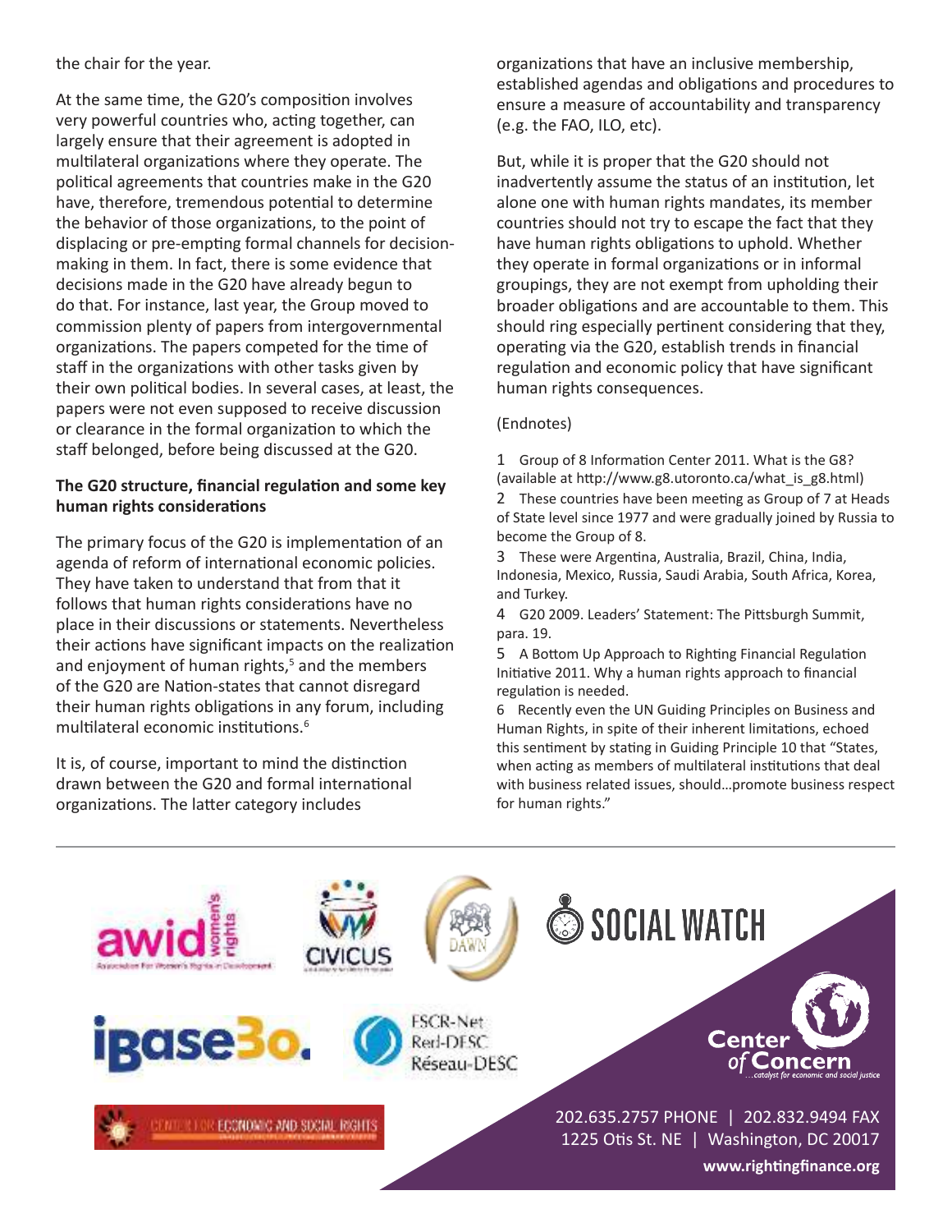the chair for the year.

At the same time, the G20's composition involves very powerful countries who, acting together, can largely ensure that their agreement is adopted in multilateral organizations where they operate. The political agreements that countries make in the G20 have, therefore, tremendous potential to determine the behavior of those organizations, to the point of displacing or pre-empting formal channels for decision-making in them. In fact, there is some evidence that decisions made in the G20 have already begun to do that. For instance, last year, the Group moved to commission plenty of papers from intergovernmental organizations. The papers competed for the time of staff in the organizations with other tasks given by their own political bodies. In several cases, at least, the papers were not even supposed to receive discussion or clearance in the formal organization to which the staff belonged, before being discussed at the G20.

**The G20 structure, financial regulation and some key human rights considerations**

The primary focus of the G20 is implementation of an agenda of reform of international economic policies. They have taken to understand that from that it follows that human rights considerations have no place in their discussions or statements. Nevertheless their actions have significant impacts on the realization and enjoyment of human rights,[5] and the members of the G20 are Nation-states that cannot disregard their human rights obligations in any forum, including multilateral economic institutions.[6]

It is, of course, important to mind the distinction drawn between the G20 and formal international organizations. The latter category includes organizations that have an inclusive membership, established agendas and obligations and procedures to ensure a measure of accountability and transparency (e.g. the FAO, ILO, etc).

But, while it is proper that the G20 should not inadvertently assume the status of an institution, let alone one with human rights mandates, its member countries should not try to escape the fact that they have human rights obligations to uphold. Whether they operate in formal organizations or in informal groupings, they are not exempt from upholding their broader obligations and are accountable to them. This should ring especially pertinent considering that they, operating via the G20, establish trends in financial regulation and economic policy that have significant human rights consequences.

(Endnotes)

1 Group of 8 Information Center 2011. What is the G8? (available at http://www.g8.utoronto.ca/what_is_g8.html)

2 These countries have been meeting as Group of 7 at Heads of State level since 1977 and were gradually joined by Russia to become the Group of 8.

3 These were Argentina, Australia, Brazil, China, India, Indonesia, Mexico, Russia, Saudi Arabia, South Africa, Korea, and Turkey.

4 G20 2009. Leaders' Statement: The Pittsburgh Summit, para. 19.

5 A Bottom Up Approach to Righting Financial Regulation Initiative 2011. Why a human rights approach to financial regulation is needed.

6 Recently even the UN Guiding Principles on Business and Human Rights, in spite of their inherent limitations, echoed this sentiment by stating in Guiding Principle 10 that "States, when acting as members of multilateral institutions that deal with business related issues, should…promote business respect for human rights."

awid women's rights — Association for Women's Rights in Development

CIVICUS

DAWN

SOCIAL WATCH

ibase 30.

ESCR-Net Red-DESC Réseau-DESC

Center for Economic and Social Rights

Center of Concern …catalyst for economic and social justice

202.635.2757 PHONE | 202.832.9494 FAX
1225 Otis St. NE | Washington, DC 20017

**www.rightingfinance.org**